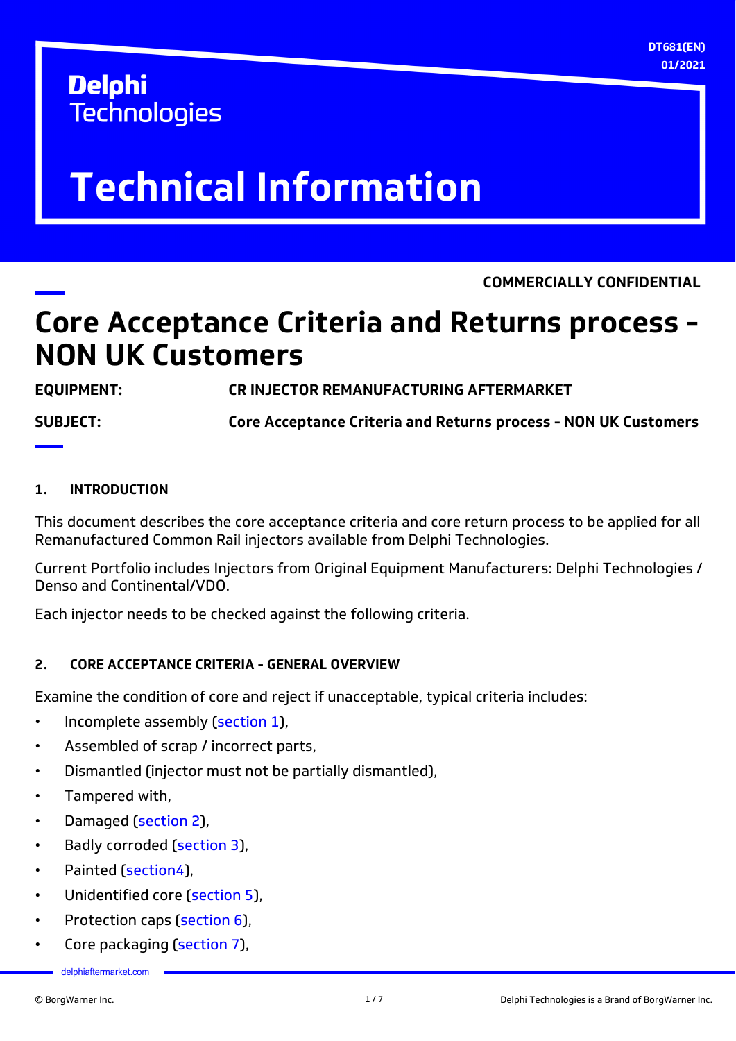DT681(EN)
01/2021

**Delphi Technologies**

# Technical Information

**COMMERCIALLY CONFIDENTIAL**

# Core Acceptance Criteria and Returns process - NON UK Customers

| | |
|---|---|
| **EQUIPMENT:** | **CR INJECTOR REMANUFACTURING AFTERMARKET** |
| **SUBJECT:** | **Core Acceptance Criteria and Returns process - NON UK Customers** |

## 1. INTRODUCTION

This document describes the core acceptance criteria and core return process to be applied for all Remanufactured Common Rail injectors available from Delphi Technologies.

Current Portfolio includes Injectors from Original Equipment Manufacturers: Delphi Technologies / Denso and Continental/VDO.

Each injector needs to be checked against the following criteria.

## 2. CORE ACCEPTANCE CRITERIA - GENERAL OVERVIEW

Examine the condition of core and reject if unacceptable, typical criteria includes:

- Incomplete assembly (section 1),
- Assembled of scrap / incorrect parts,
- Dismantled (injector must not be partially dismantled),
- Tampered with,
- Damaged (section 2),
- Badly corroded (section 3),
- Painted (section4),
- Unidentified core (section 5),
- Protection caps (section 6),
- Core packaging (section 7),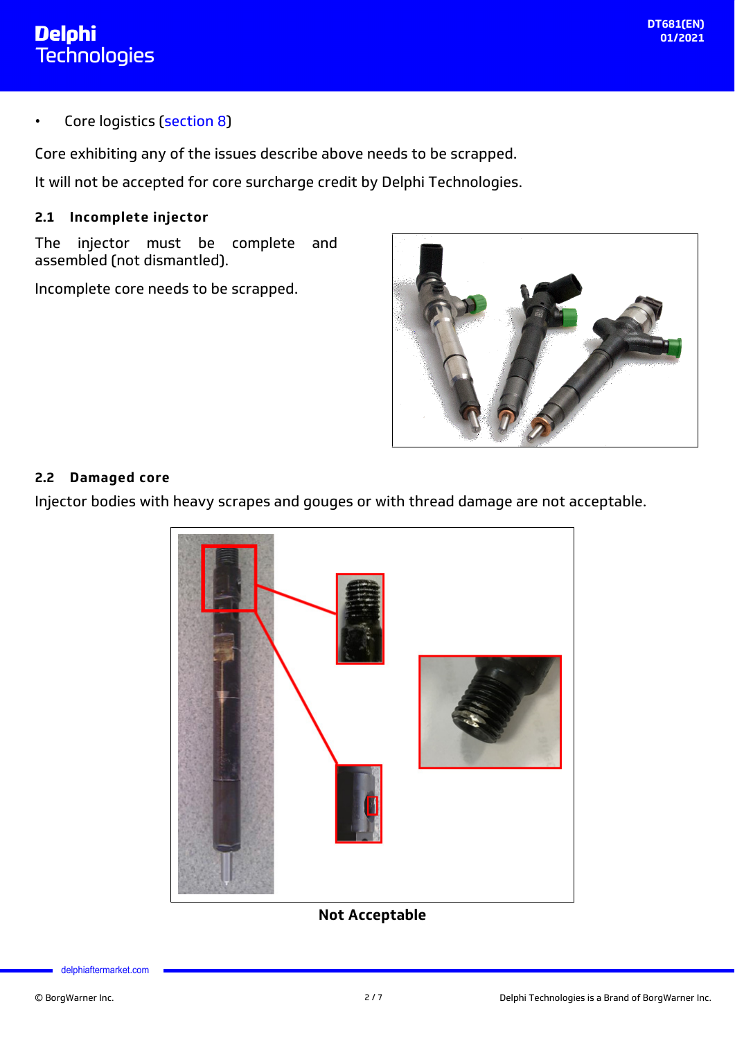- Core logistics (section 8)

Core exhibiting any of the issues describe above needs to be scrapped.

It will not be accepted for core surcharge credit by Delphi Technologies.

### 2.1 Incomplete injector

The injector must be complete and assembled (not dismantled).

Incomplete core needs to be scrapped.

### 2.2 Damaged core

Injector bodies with heavy scrapes and gouges or with thread damage are not acceptable.

**Not Acceptable**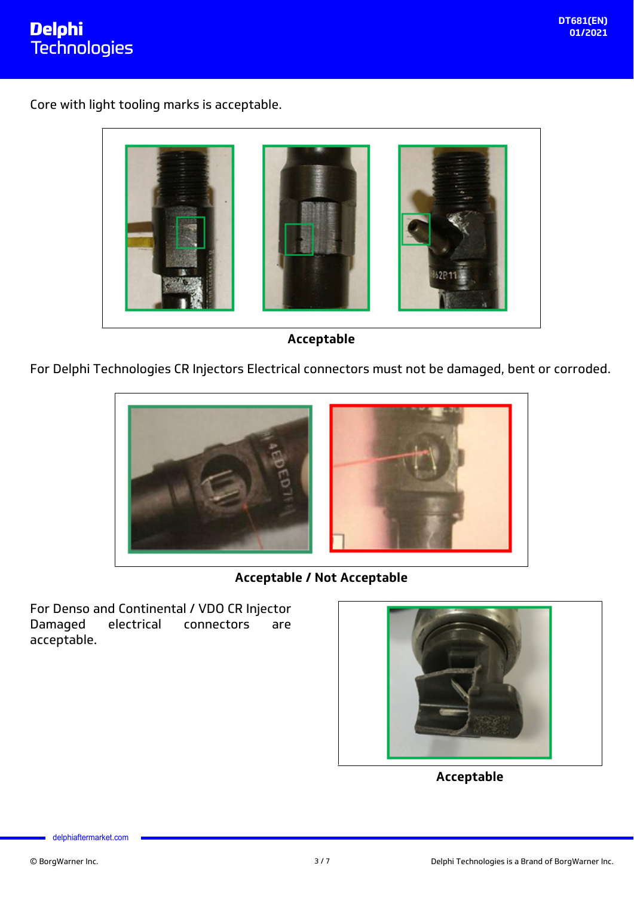Core with light tooling marks is acceptable.

**Acceptable**

For Delphi Technologies CR Injectors Electrical connectors must not be damaged, bent or corroded.

**Acceptable / Not Acceptable**

For Denso and Continental / VDO CR Injector Damaged electrical connectors are acceptable.

**Acceptable**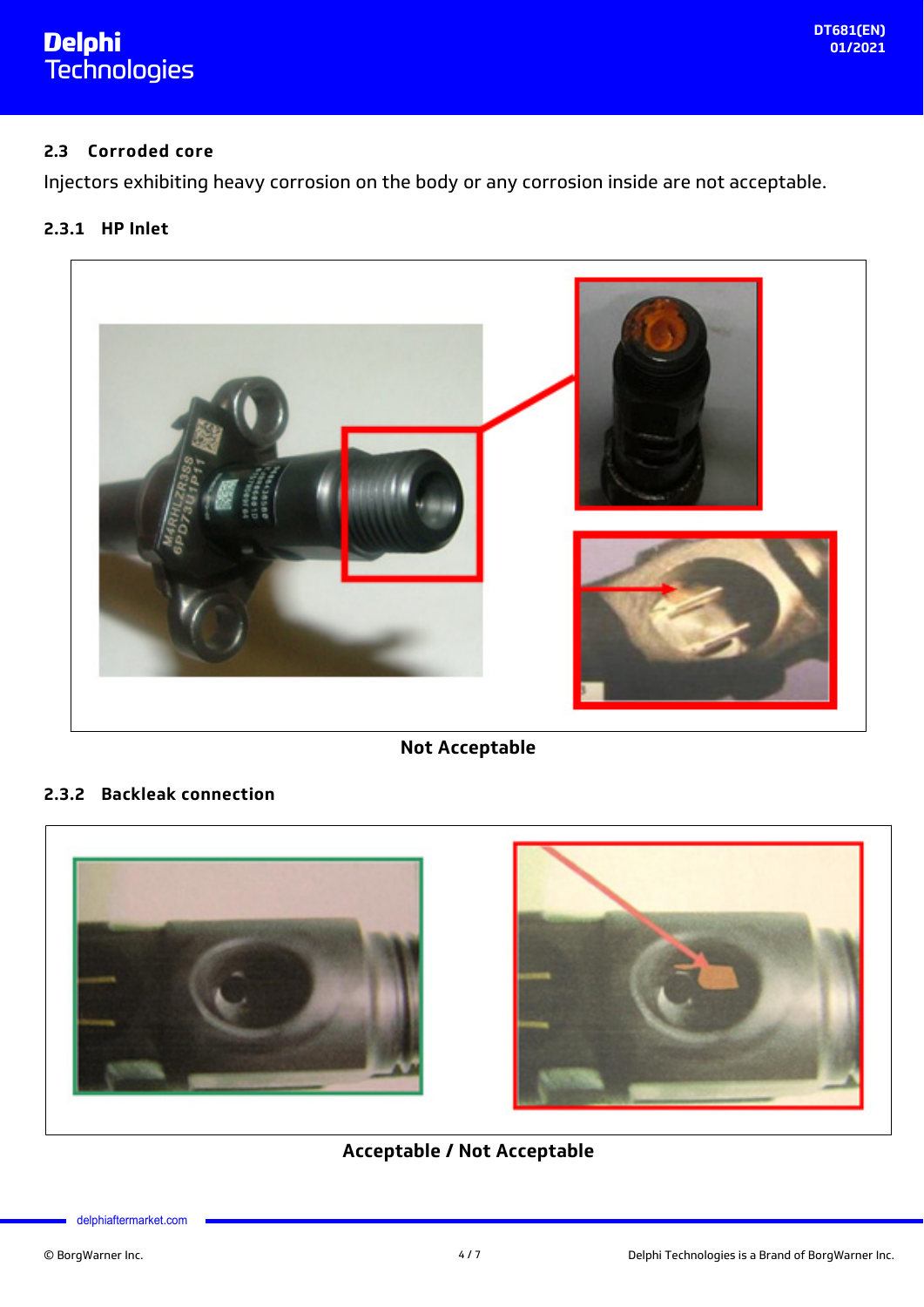## 2.3 Corroded core

Injectors exhibiting heavy corrosion on the body or any corrosion inside are not acceptable.

### 2.3.1 HP Inlet

**Not Acceptable**

### 2.3.2 Backleak connection

**Acceptable / Not Acceptable**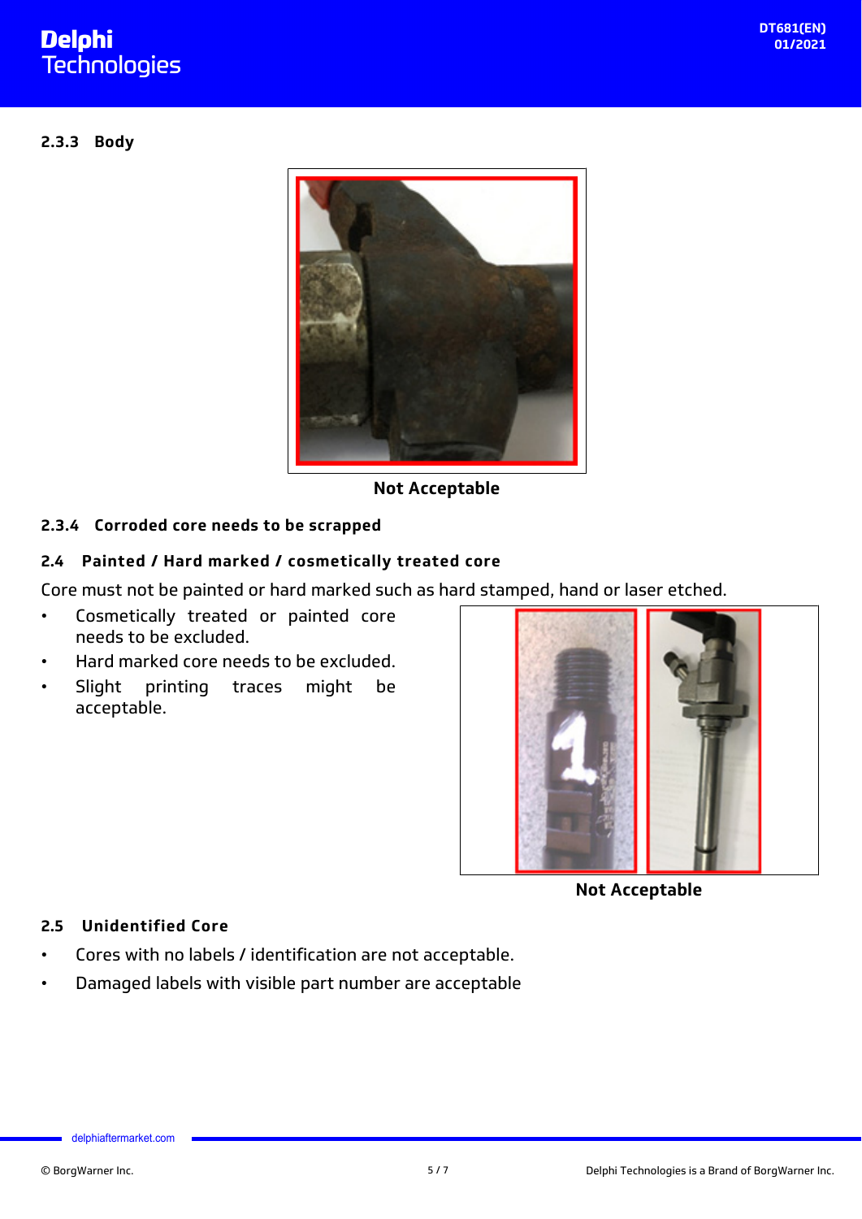### 2.3.3 Body

Not Acceptable

### 2.3.4 Corroded core needs to be scrapped

## 2.4 Painted / Hard marked / cosmetically treated core

Core must not be painted or hard marked such as hard stamped, hand or laser etched.

- Cosmetically treated or painted core needs to be excluded.
- Hard marked core needs to be excluded.
- Slight printing traces might be acceptable.

Not Acceptable

## 2.5 Unidentified Core

- Cores with no labels / identification are not acceptable.
- Damaged labels with visible part number are acceptable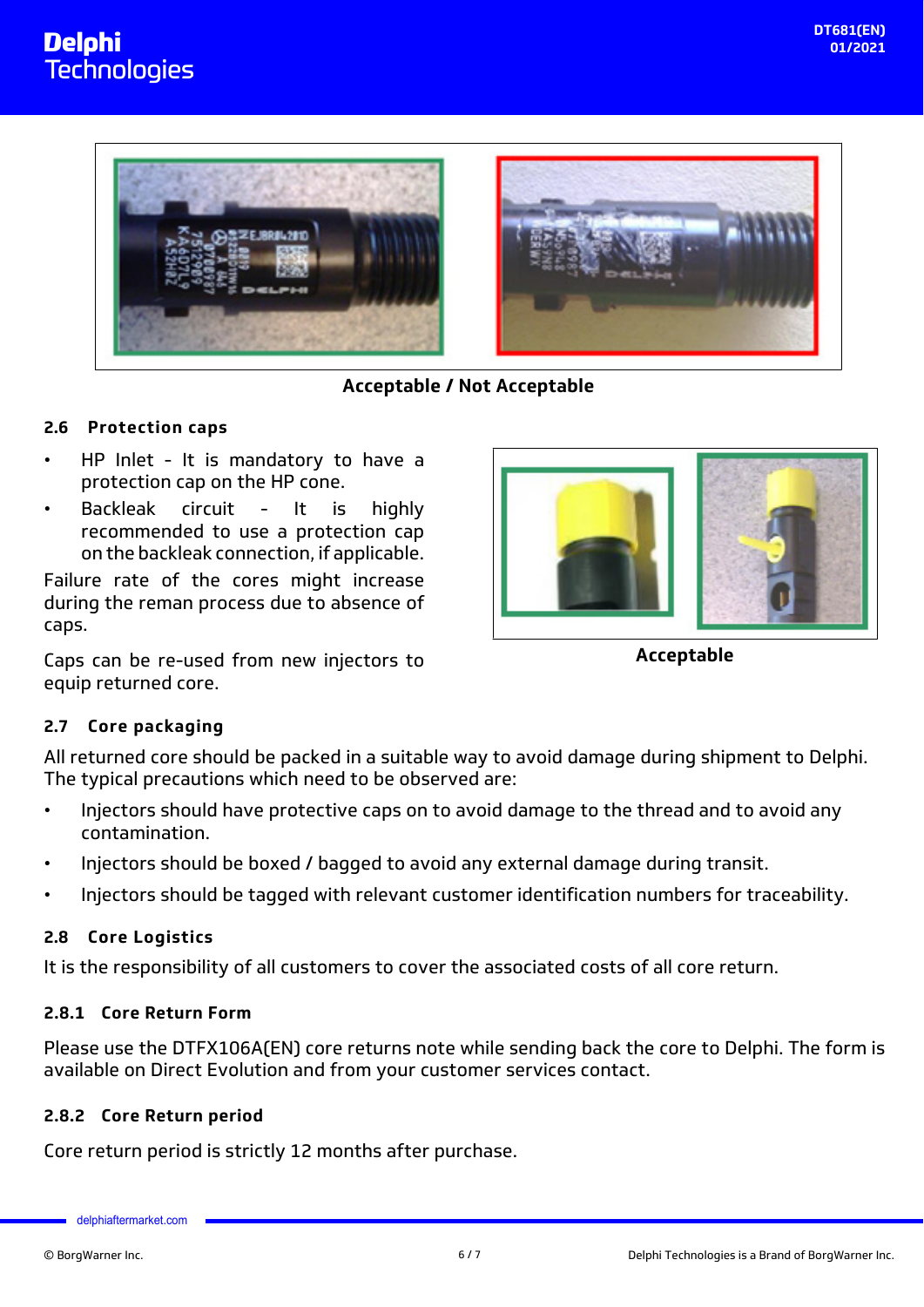Acceptable / Not Acceptable

### 2.6 Protection caps

- HP Inlet - It is mandatory to have a protection cap on the HP cone.
- Backleak circuit - It is highly recommended to use a protection cap on the backleak connection, if applicable.

Failure rate of the cores might increase during the reman process due to absence of caps.

Caps can be re-used from new injectors to equip returned core.

Acceptable

### 2.7 Core packaging

All returned core should be packed in a suitable way to avoid damage during shipment to Delphi. The typical precautions which need to be observed are:

- Injectors should have protective caps on to avoid damage to the thread and to avoid any contamination.
- Injectors should be boxed / bagged to avoid any external damage during transit.
- Injectors should be tagged with relevant customer identification numbers for traceability.

### 2.8 Core Logistics

It is the responsibility of all customers to cover the associated costs of all core return.

#### 2.8.1 Core Return Form

Please use the DTFX106A(EN) core returns note while sending back the core to Delphi. The form is available on Direct Evolution and from your customer services contact.

#### 2.8.2 Core Return period

Core return period is strictly 12 months after purchase.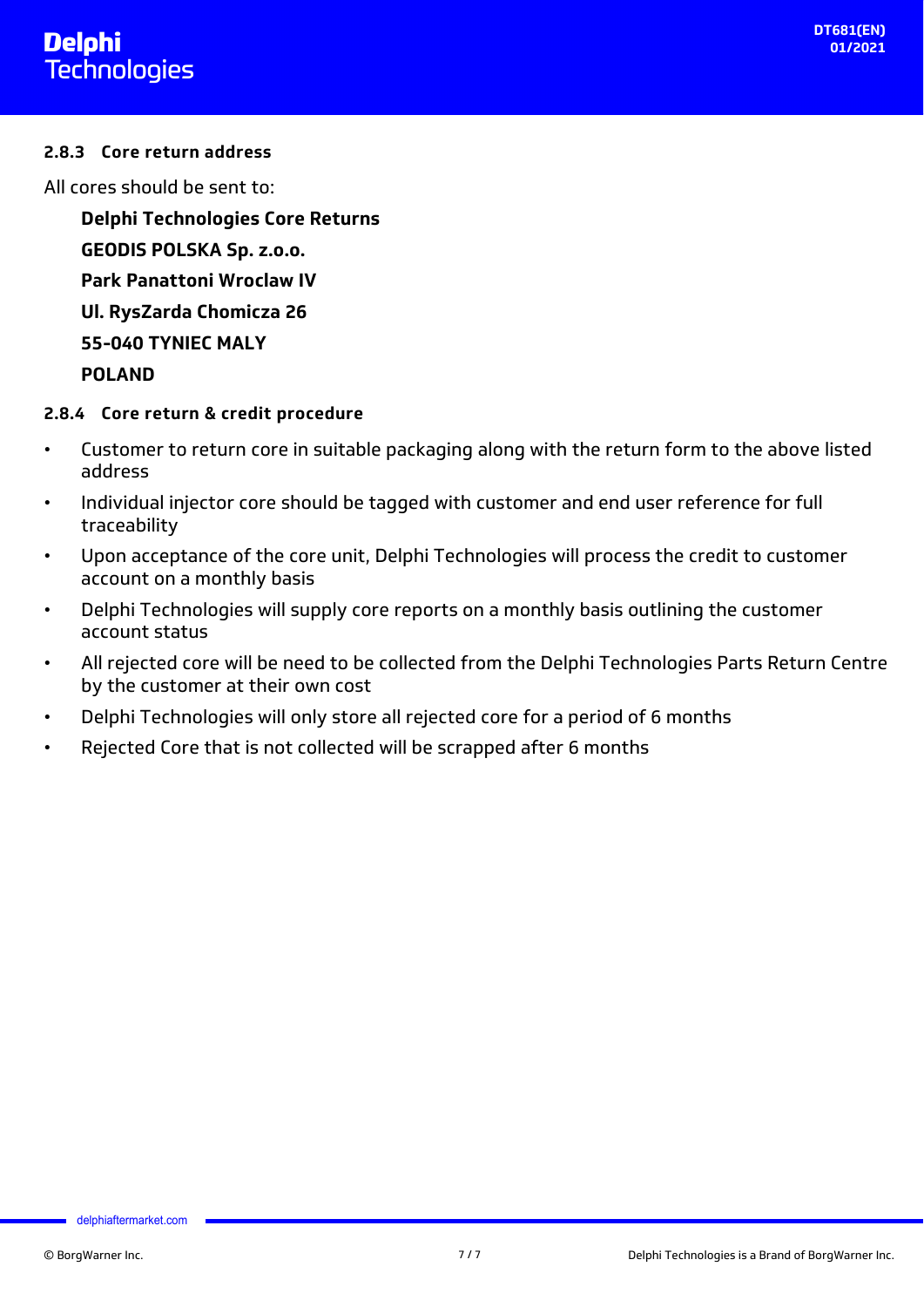### 2.8.3 Core return address

All cores should be sent to:

**Delphi Technologies Core Returns**

**GEODIS POLSKA Sp. z.o.o.**

**Park Panattoni Wroclaw IV**

**Ul. RysZarda Chomicza 26**

**55-040 TYNIEC MALY**

**POLAND**

### 2.8.4 Core return & credit procedure

- Customer to return core in suitable packaging along with the return form to the above listed address
- Individual injector core should be tagged with customer and end user reference for full traceability
- Upon acceptance of the core unit, Delphi Technologies will process the credit to customer account on a monthly basis
- Delphi Technologies will supply core reports on a monthly basis outlining the customer account status
- All rejected core will be need to be collected from the Delphi Technologies Parts Return Centre by the customer at their own cost
- Delphi Technologies will only store all rejected core for a period of 6 months
- Rejected Core that is not collected will be scrapped after 6 months